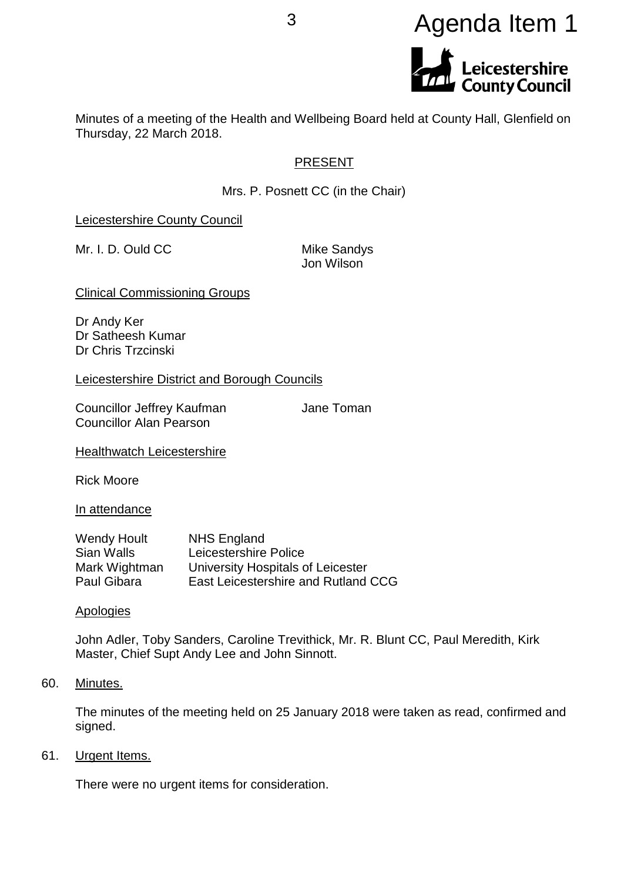# Agenda Item 1

Minutes of a meeting of the Health and Wellbeing Board held at County Hall, Glenfield on Thursday, 22 March 2018.

## PRESENT

Mrs. P. Posnett CC (in the Chair)

**Leicestershire County Council**

Mr. I. D. Ould CC
Mike Sandys
Jon Wilson

**Clinical Commissioning Groups**

Dr Andy Ker
Dr Satheesh Kumar
Dr Chris Trzcinski

**Leicestershire District and Borough Councils**

Councillor Jeffrey Kaufman
Councillor Alan Pearson
Jane Toman

**Healthwatch Leicestershire**

Rick Moore

**In attendance**

| | |
|---|---|
| Wendy Hoult | NHS England |
| Sian Walls | Leicestershire Police |
| Mark Wightman | University Hospitals of Leicester |
| Paul Gibara | East Leicestershire and Rutland CCG |

**Apologies**

John Adler, Toby Sanders, Caroline Trevithick, Mr. R. Blunt CC, Paul Meredith, Kirk Master, Chief Supt Andy Lee and John Sinnott.

60. Minutes.

The minutes of the meeting held on 25 January 2018 were taken as read, confirmed and signed.

61. Urgent Items.

There were no urgent items for consideration.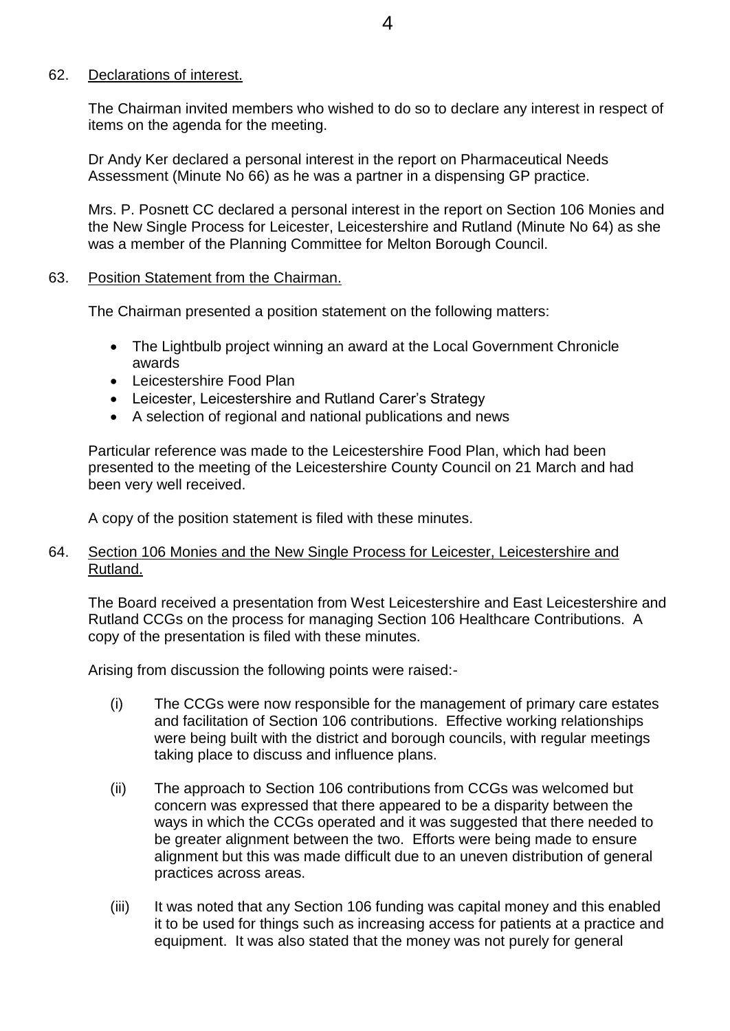62. <u>Declarations of interest.</u>

The Chairman invited members who wished to do so to declare any interest in respect of items on the agenda for the meeting.

Dr Andy Ker declared a personal interest in the report on Pharmaceutical Needs Assessment (Minute No 66) as he was a partner in a dispensing GP practice.

Mrs. P. Posnett CC declared a personal interest in the report on Section 106 Monies and the New Single Process for Leicester, Leicestershire and Rutland (Minute No 64) as she was a member of the Planning Committee for Melton Borough Council.

63. <u>Position Statement from the Chairman.</u>

The Chairman presented a position statement on the following matters:

- The Lightbulb project winning an award at the Local Government Chronicle awards
- Leicestershire Food Plan
- Leicester, Leicestershire and Rutland Carer's Strategy
- A selection of regional and national publications and news

Particular reference was made to the Leicestershire Food Plan, which had been presented to the meeting of the Leicestershire County Council on 21 March and had been very well received.

A copy of the position statement is filed with these minutes.

64. <u>Section 106 Monies and the New Single Process for Leicester, Leicestershire and Rutland.</u>

The Board received a presentation from West Leicestershire and East Leicestershire and Rutland CCGs on the process for managing Section 106 Healthcare Contributions. A copy of the presentation is filed with these minutes.

Arising from discussion the following points were raised:-

(i) The CCGs were now responsible for the management of primary care estates and facilitation of Section 106 contributions. Effective working relationships were being built with the district and borough councils, with regular meetings taking place to discuss and influence plans.

(ii) The approach to Section 106 contributions from CCGs was welcomed but concern was expressed that there appeared to be a disparity between the ways in which the CCGs operated and it was suggested that there needed to be greater alignment between the two. Efforts were being made to ensure alignment but this was made difficult due to an uneven distribution of general practices across areas.

(iii) It was noted that any Section 106 funding was capital money and this enabled it to be used for things such as increasing access for patients at a practice and equipment. It was also stated that the money was not purely for general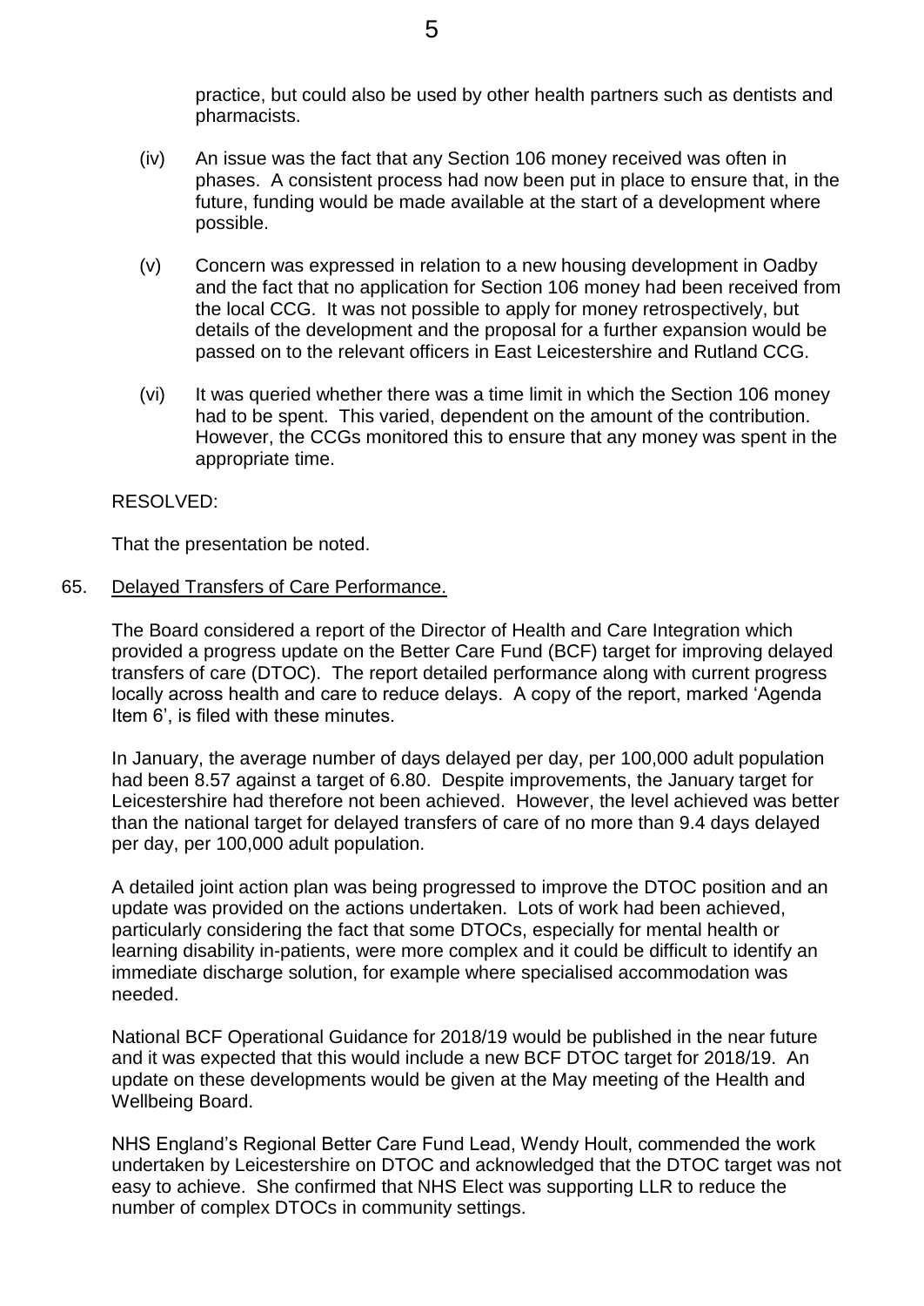practice, but could also be used by other health partners such as dentists and pharmacists.

(iv) An issue was the fact that any Section 106 money received was often in phases. A consistent process had now been put in place to ensure that, in the future, funding would be made available at the start of a development where possible.

(v) Concern was expressed in relation to a new housing development in Oadby and the fact that no application for Section 106 money had been received from the local CCG. It was not possible to apply for money retrospectively, but details of the development and the proposal for a further expansion would be passed on to the relevant officers in East Leicestershire and Rutland CCG.

(vi) It was queried whether there was a time limit in which the Section 106 money had to be spent. This varied, dependent on the amount of the contribution. However, the CCGs monitored this to ensure that any money was spent in the appropriate time.

RESOLVED:

That the presentation be noted.

65. Delayed Transfers of Care Performance.

The Board considered a report of the Director of Health and Care Integration which provided a progress update on the Better Care Fund (BCF) target for improving delayed transfers of care (DTOC). The report detailed performance along with current progress locally across health and care to reduce delays. A copy of the report, marked 'Agenda Item 6', is filed with these minutes.

In January, the average number of days delayed per day, per 100,000 adult population had been 8.57 against a target of 6.80. Despite improvements, the January target for Leicestershire had therefore not been achieved. However, the level achieved was better than the national target for delayed transfers of care of no more than 9.4 days delayed per day, per 100,000 adult population.

A detailed joint action plan was being progressed to improve the DTOC position and an update was provided on the actions undertaken. Lots of work had been achieved, particularly considering the fact that some DTOCs, especially for mental health or learning disability in-patients, were more complex and it could be difficult to identify an immediate discharge solution, for example where specialised accommodation was needed.

National BCF Operational Guidance for 2018/19 would be published in the near future and it was expected that this would include a new BCF DTOC target for 2018/19. An update on these developments would be given at the May meeting of the Health and Wellbeing Board.

NHS England's Regional Better Care Fund Lead, Wendy Hoult, commended the work undertaken by Leicestershire on DTOC and acknowledged that the DTOC target was not easy to achieve. She confirmed that NHS Elect was supporting LLR to reduce the number of complex DTOCs in community settings.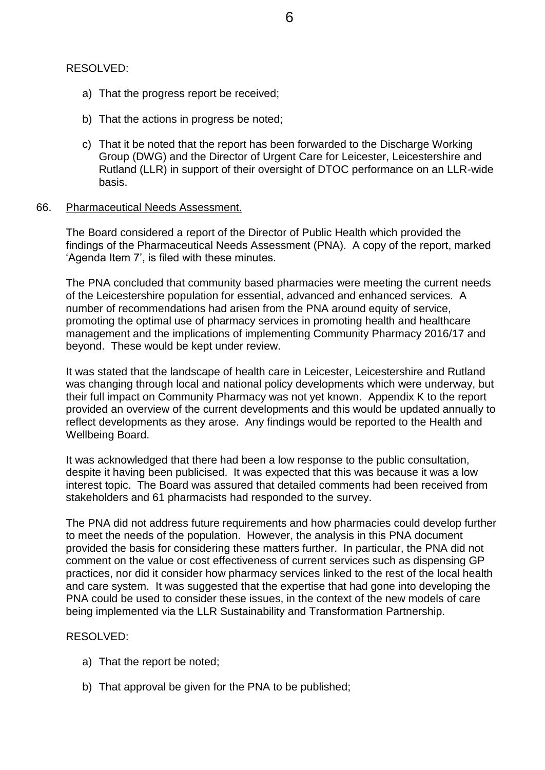RESOLVED:

a) That the progress report be received;

b) That the actions in progress be noted;

c) That it be noted that the report has been forwarded to the Discharge Working Group (DWG) and the Director of Urgent Care for Leicester, Leicestershire and Rutland (LLR) in support of their oversight of DTOC performance on an LLR-wide basis.

66. Pharmaceutical Needs Assessment.

The Board considered a report of the Director of Public Health which provided the findings of the Pharmaceutical Needs Assessment (PNA). A copy of the report, marked 'Agenda Item 7', is filed with these minutes.

The PNA concluded that community based pharmacies were meeting the current needs of the Leicestershire population for essential, advanced and enhanced services. A number of recommendations had arisen from the PNA around equity of service, promoting the optimal use of pharmacy services in promoting health and healthcare management and the implications of implementing Community Pharmacy 2016/17 and beyond. These would be kept under review.

It was stated that the landscape of health care in Leicester, Leicestershire and Rutland was changing through local and national policy developments which were underway, but their full impact on Community Pharmacy was not yet known. Appendix K to the report provided an overview of the current developments and this would be updated annually to reflect developments as they arose. Any findings would be reported to the Health and Wellbeing Board.

It was acknowledged that there had been a low response to the public consultation, despite it having been publicised. It was expected that this was because it was a low interest topic. The Board was assured that detailed comments had been received from stakeholders and 61 pharmacists had responded to the survey.

The PNA did not address future requirements and how pharmacies could develop further to meet the needs of the population. However, the analysis in this PNA document provided the basis for considering these matters further. In particular, the PNA did not comment on the value or cost effectiveness of current services such as dispensing GP practices, nor did it consider how pharmacy services linked to the rest of the local health and care system. It was suggested that the expertise that had gone into developing the PNA could be used to consider these issues, in the context of the new models of care being implemented via the LLR Sustainability and Transformation Partnership.

RESOLVED:

a) That the report be noted;

b) That approval be given for the PNA to be published;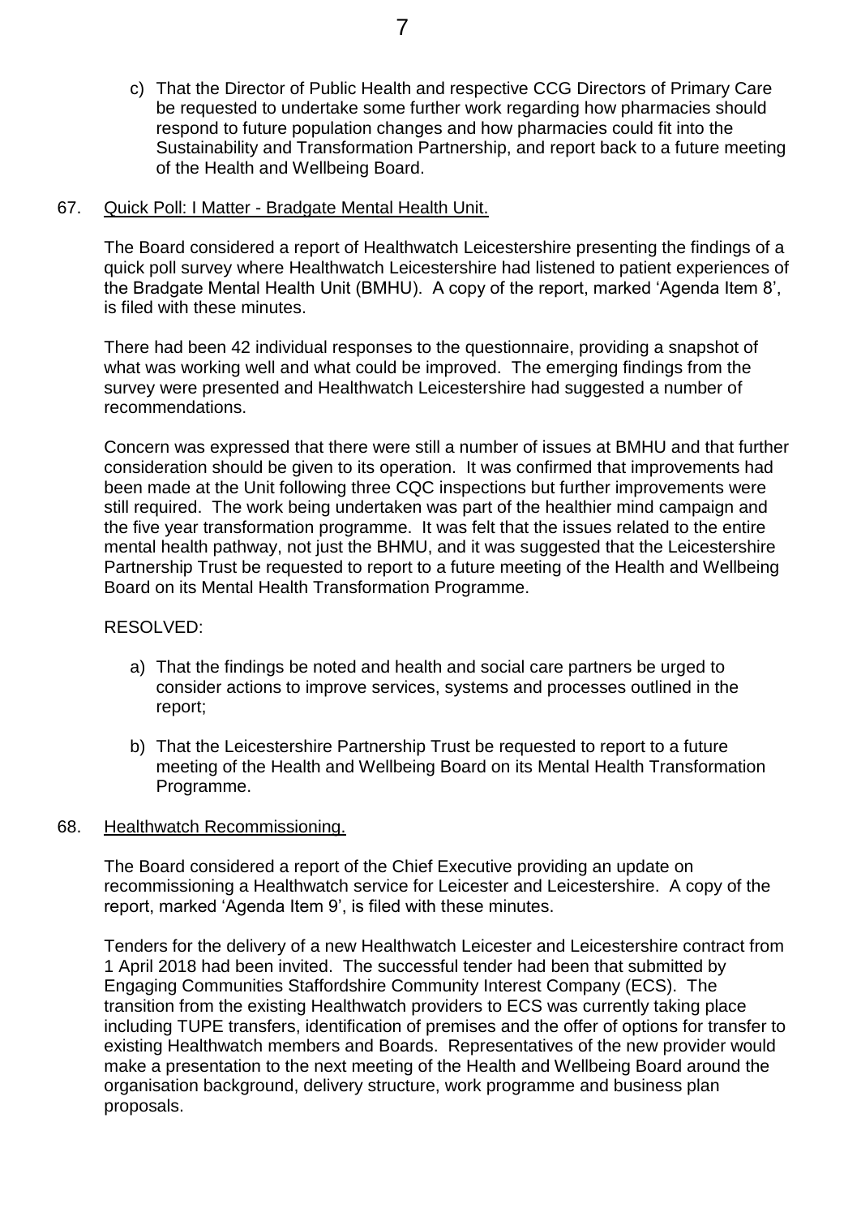c) That the Director of Public Health and respective CCG Directors of Primary Care be requested to undertake some further work regarding how pharmacies should respond to future population changes and how pharmacies could fit into the Sustainability and Transformation Partnership, and report back to a future meeting of the Health and Wellbeing Board.

67. Quick Poll: I Matter - Bradgate Mental Health Unit.

The Board considered a report of Healthwatch Leicestershire presenting the findings of a quick poll survey where Healthwatch Leicestershire had listened to patient experiences of the Bradgate Mental Health Unit (BMHU). A copy of the report, marked 'Agenda Item 8', is filed with these minutes.

There had been 42 individual responses to the questionnaire, providing a snapshot of what was working well and what could be improved. The emerging findings from the survey were presented and Healthwatch Leicestershire had suggested a number of recommendations.

Concern was expressed that there were still a number of issues at BMHU and that further consideration should be given to its operation. It was confirmed that improvements had been made at the Unit following three CQC inspections but further improvements were still required. The work being undertaken was part of the healthier mind campaign and the five year transformation programme. It was felt that the issues related to the entire mental health pathway, not just the BHMU, and it was suggested that the Leicestershire Partnership Trust be requested to report to a future meeting of the Health and Wellbeing Board on its Mental Health Transformation Programme.

RESOLVED:

a) That the findings be noted and health and social care partners be urged to consider actions to improve services, systems and processes outlined in the report;

b) That the Leicestershire Partnership Trust be requested to report to a future meeting of the Health and Wellbeing Board on its Mental Health Transformation Programme.

68. Healthwatch Recommissioning.

The Board considered a report of the Chief Executive providing an update on recommissioning a Healthwatch service for Leicester and Leicestershire. A copy of the report, marked 'Agenda Item 9', is filed with these minutes.

Tenders for the delivery of a new Healthwatch Leicester and Leicestershire contract from 1 April 2018 had been invited. The successful tender had been that submitted by Engaging Communities Staffordshire Community Interest Company (ECS). The transition from the existing Healthwatch providers to ECS was currently taking place including TUPE transfers, identification of premises and the offer of options for transfer to existing Healthwatch members and Boards. Representatives of the new provider would make a presentation to the next meeting of the Health and Wellbeing Board around the organisation background, delivery structure, work programme and business plan proposals.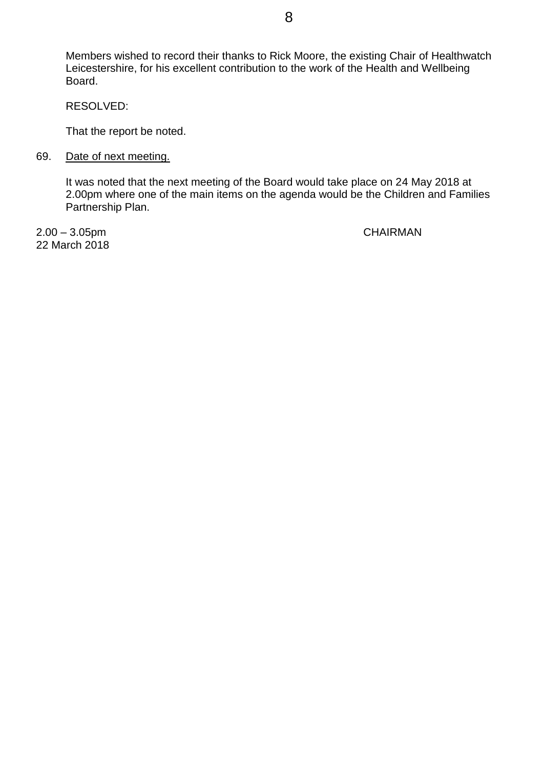Members wished to record their thanks to Rick Moore, the existing Chair of Healthwatch Leicestershire, for his excellent contribution to the work of the Health and Wellbeing Board.

RESOLVED:

That the report be noted.

69. Date of next meeting.

It was noted that the next meeting of the Board would take place on 24 May 2018 at 2.00pm where one of the main items on the agenda would be the Children and Families Partnership Plan.

2.00 – 3.05pm
22 March 2018

CHAIRMAN